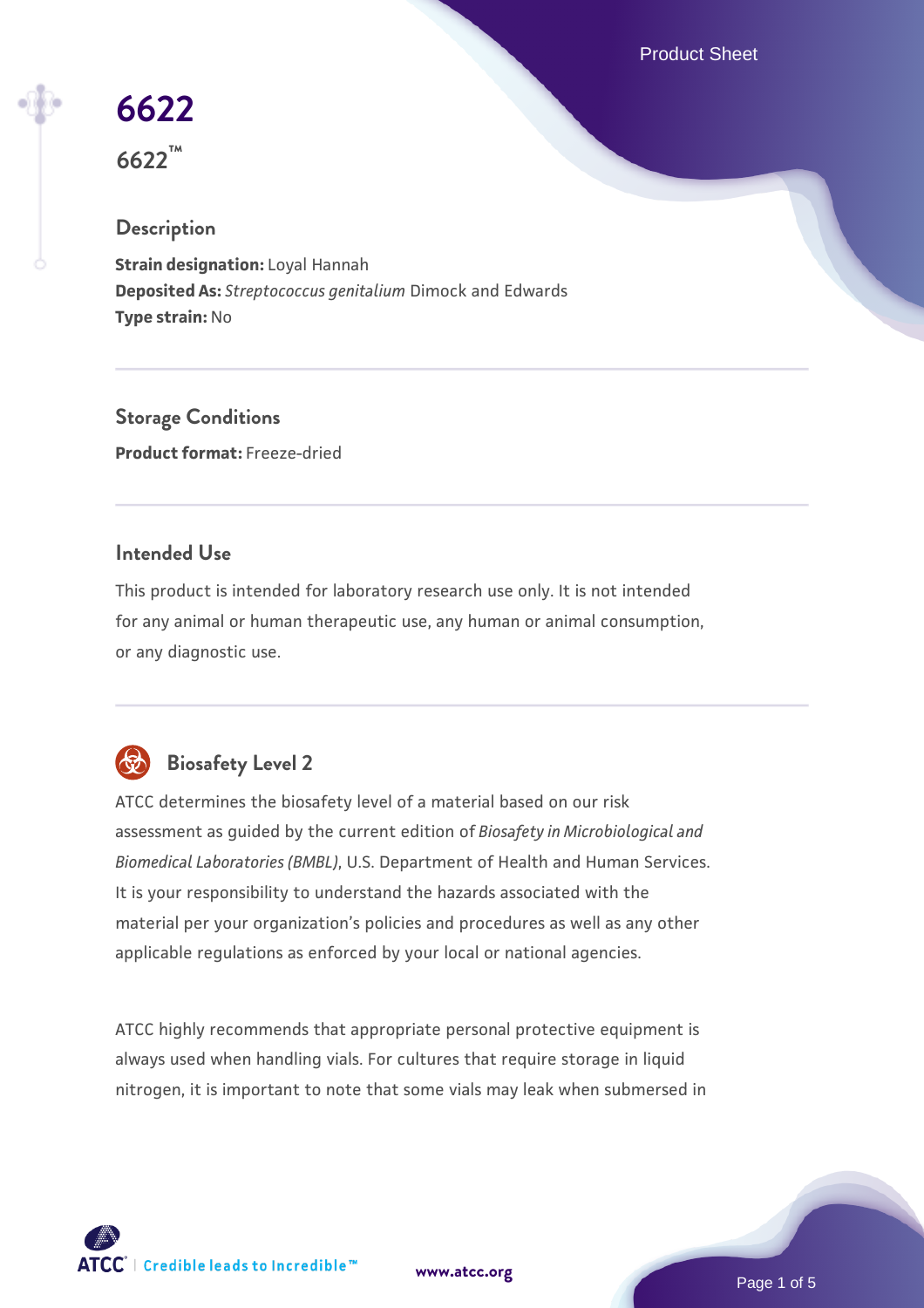# 6622

**6622™**

## Description

**Strain designation:** Loyal Hannah
**Deposited As:** *Streptococcus genitalium* Dimock and Edwards
**Type strain:** No

## Storage Conditions

**Product format:** Freeze-dried

## Intended Use

This product is intended for laboratory research use only. It is not intended for any animal or human therapeutic use, any human or animal consumption, or any diagnostic use.

## Biosafety Level 2

ATCC determines the biosafety level of a material based on our risk assessment as guided by the current edition of *Biosafety in Microbiological and Biomedical Laboratories (BMBL)*, U.S. Department of Health and Human Services. It is your responsibility to understand the hazards associated with the material per your organization's policies and procedures as well as any other applicable regulations as enforced by your local or national agencies.

ATCC highly recommends that appropriate personal protective equipment is always used when handling vials. For cultures that require storage in liquid nitrogen, it is important to note that some vials may leak when submersed in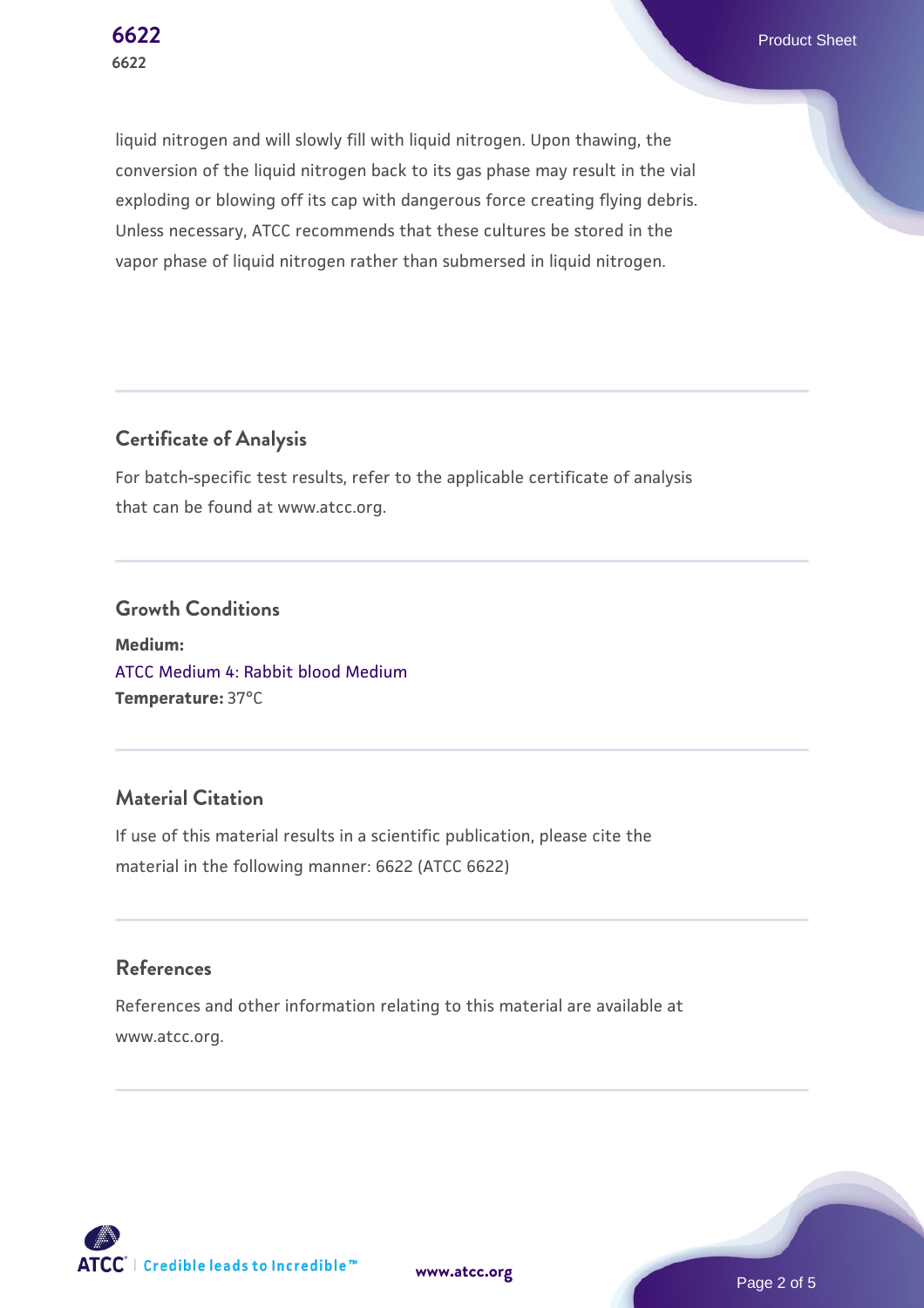liquid nitrogen and will slowly fill with liquid nitrogen. Upon thawing, the conversion of the liquid nitrogen back to its gas phase may result in the vial exploding or blowing off its cap with dangerous force creating flying debris. Unless necessary, ATCC recommends that these cultures be stored in the vapor phase of liquid nitrogen rather than submersed in liquid nitrogen.

## Certificate of Analysis

For batch-specific test results, refer to the applicable certificate of analysis that can be found at www.atcc.org.

## Growth Conditions

**Medium:**
ATCC Medium 4: Rabbit blood Medium
**Temperature:** 37°C

## Material Citation

If use of this material results in a scientific publication, please cite the material in the following manner: 6622 (ATCC 6622)

## References

References and other information relating to this material are available at www.atcc.org.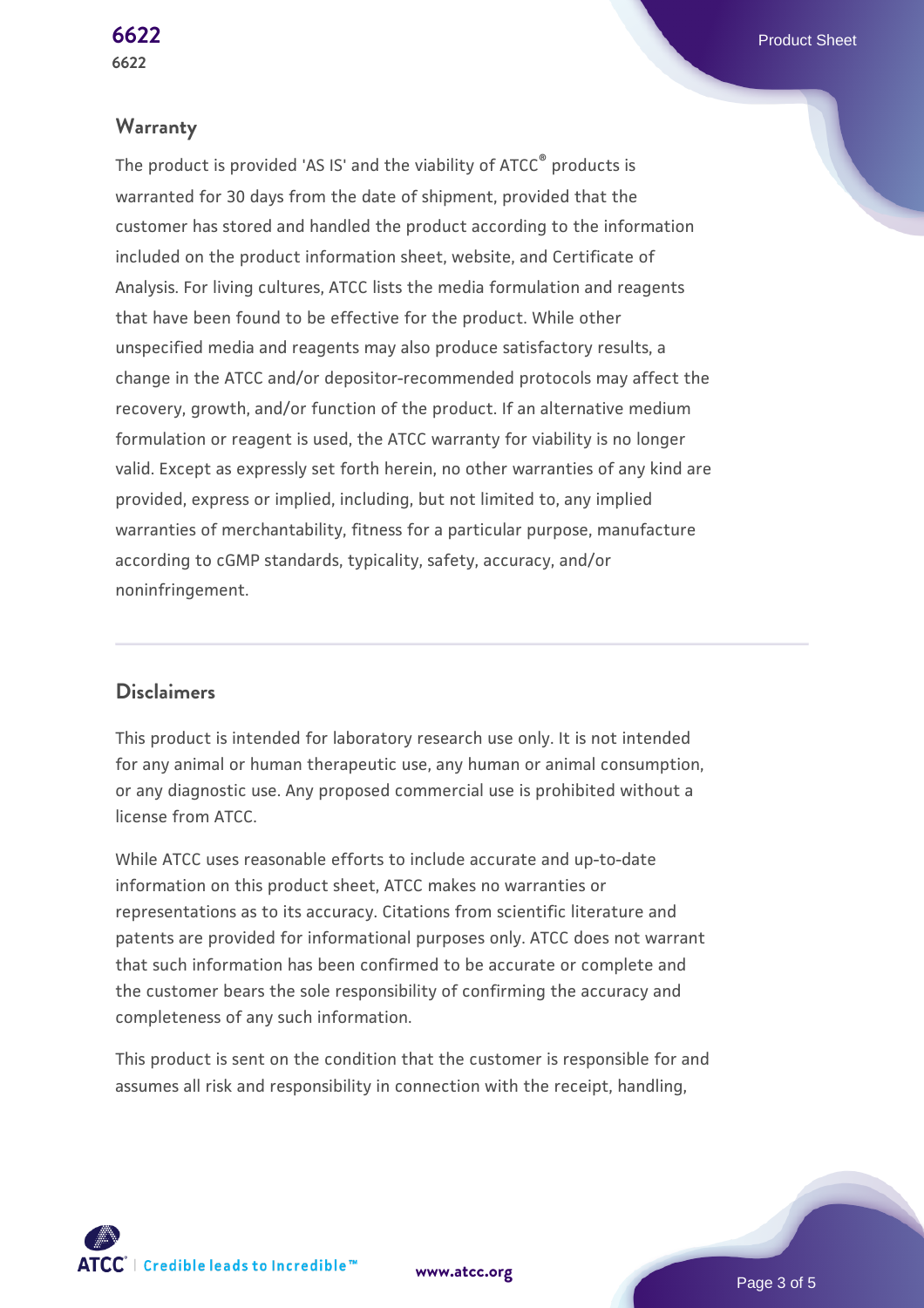## Warranty

The product is provided 'AS IS' and the viability of ATCC® products is warranted for 30 days from the date of shipment, provided that the customer has stored and handled the product according to the information included on the product information sheet, website, and Certificate of Analysis. For living cultures, ATCC lists the media formulation and reagents that have been found to be effective for the product. While other unspecified media and reagents may also produce satisfactory results, a change in the ATCC and/or depositor-recommended protocols may affect the recovery, growth, and/or function of the product. If an alternative medium formulation or reagent is used, the ATCC warranty for viability is no longer valid. Except as expressly set forth herein, no other warranties of any kind are provided, express or implied, including, but not limited to, any implied warranties of merchantability, fitness for a particular purpose, manufacture according to cGMP standards, typicality, safety, accuracy, and/or noninfringement.

## Disclaimers

This product is intended for laboratory research use only. It is not intended for any animal or human therapeutic use, any human or animal consumption, or any diagnostic use. Any proposed commercial use is prohibited without a license from ATCC.

While ATCC uses reasonable efforts to include accurate and up-to-date information on this product sheet, ATCC makes no warranties or representations as to its accuracy. Citations from scientific literature and patents are provided for informational purposes only. ATCC does not warrant that such information has been confirmed to be accurate or complete and the customer bears the sole responsibility of confirming the accuracy and completeness of any such information.

This product is sent on the condition that the customer is responsible for and assumes all risk and responsibility in connection with the receipt, handling,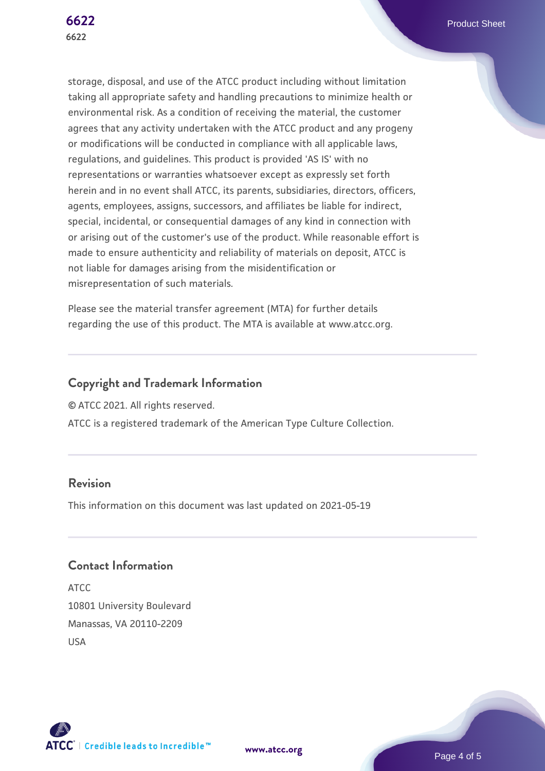storage, disposal, and use of the ATCC product including without limitation taking all appropriate safety and handling precautions to minimize health or environmental risk. As a condition of receiving the material, the customer agrees that any activity undertaken with the ATCC product and any progeny or modifications will be conducted in compliance with all applicable laws, regulations, and guidelines. This product is provided 'AS IS' with no representations or warranties whatsoever except as expressly set forth herein and in no event shall ATCC, its parents, subsidiaries, directors, officers, agents, employees, assigns, successors, and affiliates be liable for indirect, special, incidental, or consequential damages of any kind in connection with or arising out of the customer's use of the product. While reasonable effort is made to ensure authenticity and reliability of materials on deposit, ATCC is not liable for damages arising from the misidentification or misrepresentation of such materials.

Please see the material transfer agreement (MTA) for further details regarding the use of this product. The MTA is available at www.atcc.org.

## Copyright and Trademark Information

© ATCC 2021. All rights reserved.

ATCC is a registered trademark of the American Type Culture Collection.

## Revision

This information on this document was last updated on 2021-05-19

## Contact Information

ATCC
10801 University Boulevard
Manassas, VA 20110-2209
USA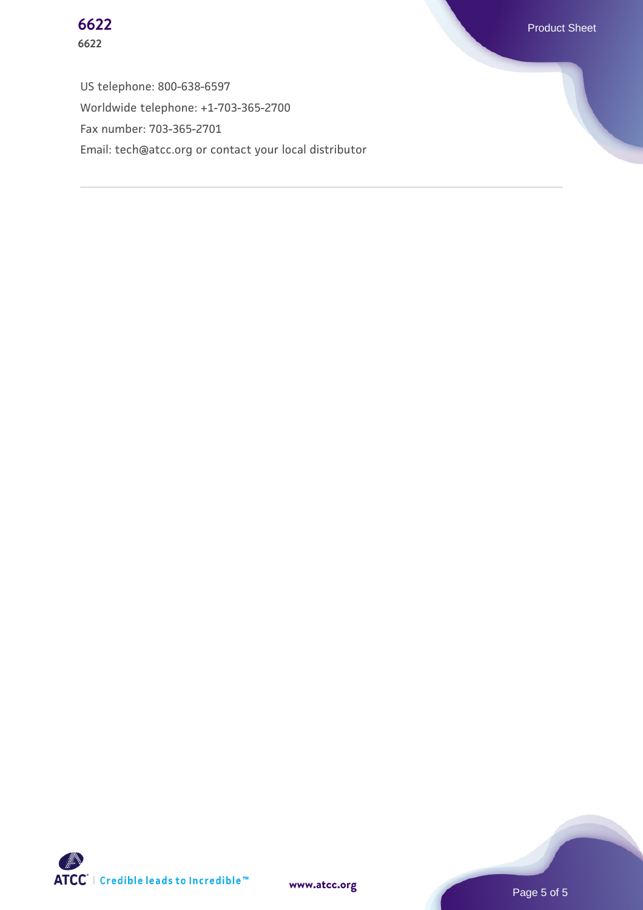US telephone: 800-638-6597

Worldwide telephone: +1-703-365-2700

Fax number: 703-365-2701

Email: tech@atcc.org or contact your local distributor